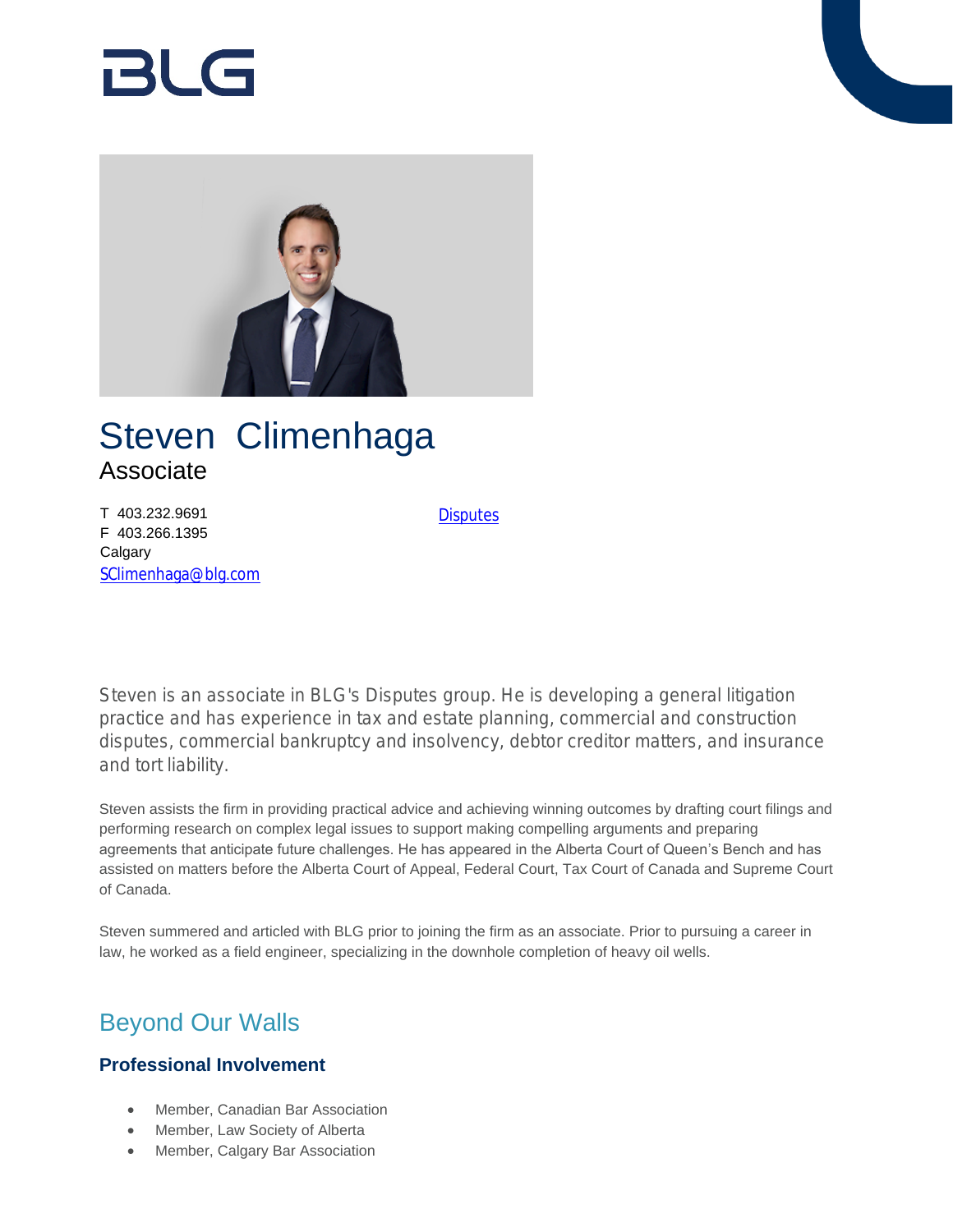BLG

# Steven Climenhaga

Associate

T 403.232.9691
F 403.266.1395
Calgary
SClimenhaga@blg.com

Disputes

Steven is an associate in BLG's Disputes group. He is developing a general litigation practice and has experience in tax and estate planning, commercial and construction disputes, commercial bankruptcy and insolvency, debtor creditor matters, and insurance and tort liability.

Steven assists the firm in providing practical advice and achieving winning outcomes by drafting court filings and performing research on complex legal issues to support making compelling arguments and preparing agreements that anticipate future challenges. He has appeared in the Alberta Court of Queen's Bench and has assisted on matters before the Alberta Court of Appeal, Federal Court, Tax Court of Canada and Supreme Court of Canada.

Steven summered and articled with BLG prior to joining the firm as an associate. Prior to pursuing a career in law, he worked as a field engineer, specializing in the downhole completion of heavy oil wells.

## Beyond Our Walls

### Professional Involvement

- Member, Canadian Bar Association
- Member, Law Society of Alberta
- Member, Calgary Bar Association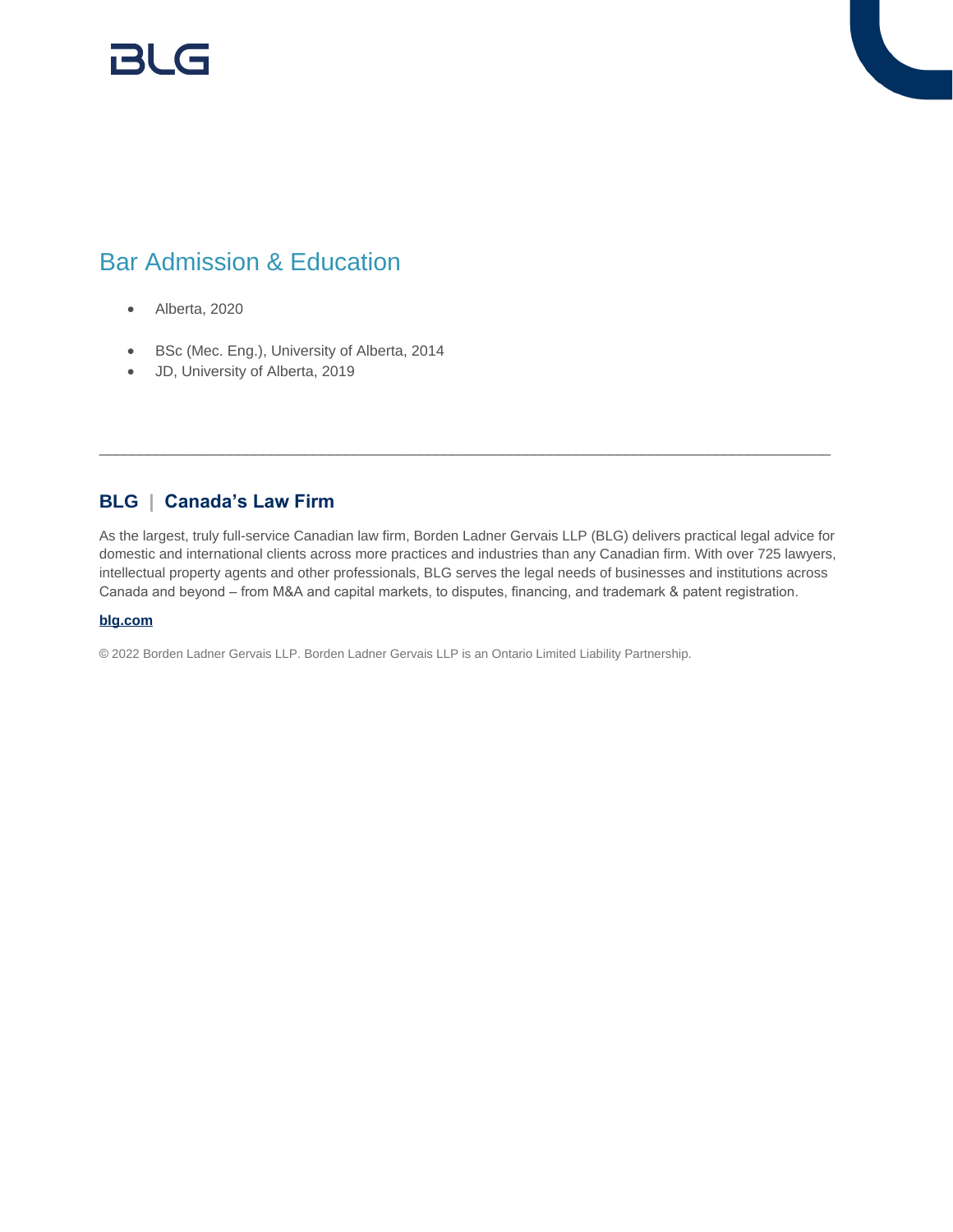## Bar Admission & Education

- Alberta, 2020

- BSc (Mec. Eng.), University of Alberta, 2014
- JD, University of Alberta, 2019

---

### BLG | Canada's Law Firm

As the largest, truly full-service Canadian law firm, Borden Ladner Gervais LLP (BLG) delivers practical legal advice for domestic and international clients across more practices and industries than any Canadian firm. With over 725 lawyers, intellectual property agents and other professionals, BLG serves the legal needs of businesses and institutions across Canada and beyond – from M&A and capital markets, to disputes, financing, and trademark & patent registration.

**blg.com**

© 2022 Borden Ladner Gervais LLP. Borden Ladner Gervais LLP is an Ontario Limited Liability Partnership.